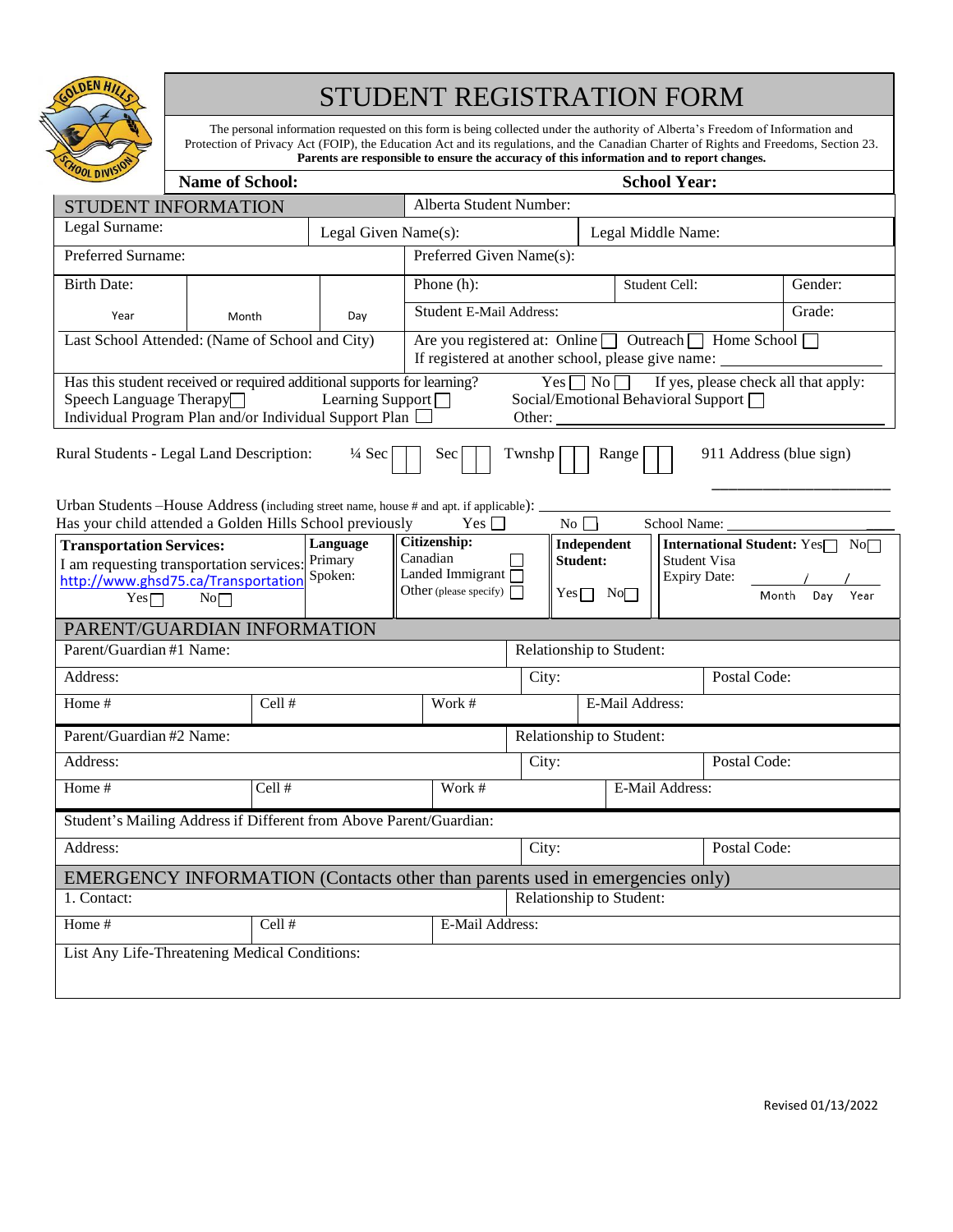# STUDENT REGISTRATION FORM

The personal information requested on this form is being collected under the authority of Alberta's Freedom of Information and Protection of Privacy Act (FOIP), the Education Act and its regulations, and the Canadian Charter of Rights and Freedoms, Section 23.
**Parents are responsible to ensure the accuracy of this information and to report changes.**

**Name of School:** **School Year:**

## STUDENT INFORMATION

Alberta Student Number:

| Legal Surname: | Legal Given Name(s): | Legal Middle Name: |
|---|---|---|

| Preferred Surname: | Preferred Given Name(s): |
|---|---|

| Birth Date: Year | Month | Day | Phone (h): | Student Cell: | Gender: |
|---|---|---|---|---|---|
| | | | Student E-Mail Address: | | Grade: |

Last School Attended: (Name of School and City)

Are you registered at: Online ☐ Outreach ☐ Home School ☐
If registered at another school, please give name: ____________

Has this student received or required additional supports for learning? Yes ☐ No ☐ If yes, please check all that apply:
Speech Language Therapy ☐ Learning Support ☐ Social/Emotional Behavioral Support ☐
Individual Program Plan and/or Individual Support Plan ☐ Other: ____________

Rural Students - Legal Land Description: ¼ Sec ☐☐ Sec ☐☐ Twnshp ☐☐ Range ☐☐ 911 Address (blue sign) ____________

Urban Students –House Address (including street name, house # and apt. if applicable): ____________

Has your child attended a Golden Hills School previously Yes ☐ No ☐ School Name: ____________

| **Transportation Services:** | **Language** | **Citizenship:** | **Independent Student:** | **International Student:** Yes ☐ No ☐ |
|---|---|---|---|---|
| I am requesting transportation services: http://www.ghsd75.ca/Transportation Yes ☐ No ☐ | Primary Spoken: | Canadian ☐ Landed Immigrant ☐ Other (please specify) ☐ | Yes ☐ No ☐ | Student Visa Expiry Date: ___/___/___ Month Day Year |

## PARENT/GUARDIAN INFORMATION

| Parent/Guardian #1 Name: | | Relationship to Student: | |
|---|---|---|---|
| Address: | | City: | Postal Code: |
| Home # | Cell # | Work # | E-Mail Address: |

| Parent/Guardian #2 Name: | | Relationship to Student: | |
|---|---|---|---|
| Address: | | City: | Postal Code: |
| Home # | Cell # | Work # | E-Mail Address: |

Student's Mailing Address if Different from Above Parent/Guardian:

| Address: | City: | Postal Code: |
|---|---|---|

## EMERGENCY INFORMATION (Contacts other than parents used in emergencies only)

| 1. Contact: | | Relationship to Student: |
|---|---|---|
| Home # | Cell # | E-Mail Address: |

List Any Life-Threatening Medical Conditions:

Revised 01/13/2022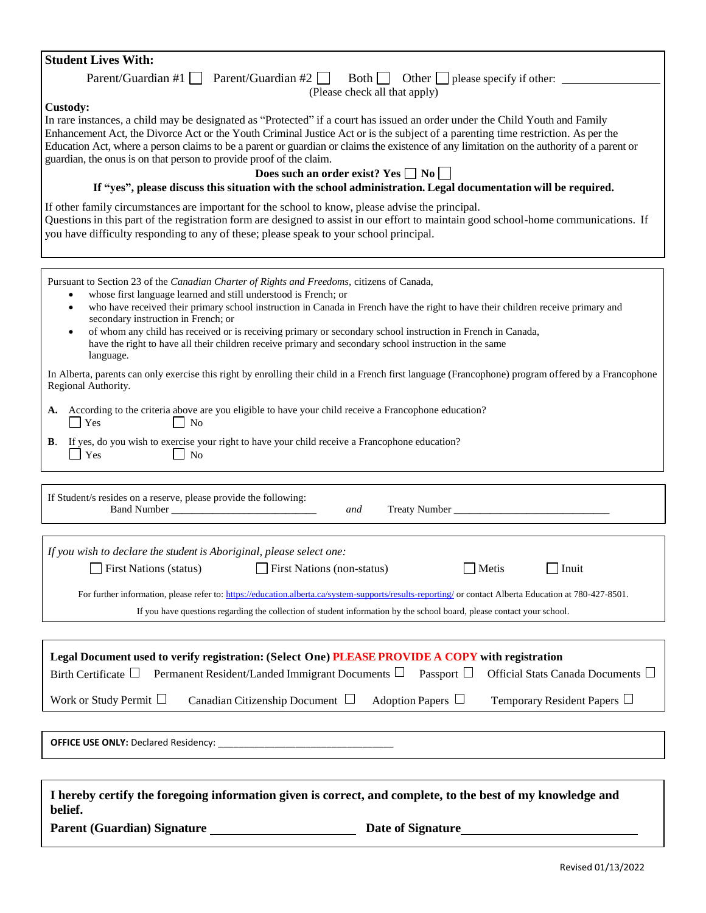**Student Lives With:**

Parent/Guardian #1 ☐ Parent/Guardian #2 ☐ Both ☐ Other ☐ please specify if other: ________________

(Please check all that apply)

**Custody:**

In rare instances, a child may be designated as "Protected" if a court has issued an order under the Child Youth and Family Enhancement Act, the Divorce Act or the Youth Criminal Justice Act or is the subject of a parenting time restriction. As per the Education Act, where a person claims to be a parent or guardian or claims the existence of any limitation on the authority of a parent or guardian, the onus is on that person to provide proof of the claim.

**Does such an order exist? Yes ☐ No ☐**

**If "yes", please discuss this situation with the school administration. Legal documentation will be required.**

If other family circumstances are important for the school to know, please advise the principal.
Questions in this part of the registration form are designed to assist in our effort to maintain good school-home communications. If you have difficulty responding to any of these; please speak to your school principal.

---

Pursuant to Section 23 of the *Canadian Charter of Rights and Freedoms*, citizens of Canada,

- whose first language learned and still understood is French; or
- who have received their primary school instruction in Canada in French have the right to have their children receive primary and secondary instruction in French; or
- of whom any child has received or is receiving primary or secondary school instruction in French in Canada, have the right to have all their children receive primary and secondary school instruction in the same language.

In Alberta, parents can only exercise this right by enrolling their child in a French first language (Francophone) program offered by a Francophone Regional Authority.

**A.** According to the criteria above are you eligible to have your child receive a Francophone education?
☐ Yes ☐ No

**B**. If yes, do you wish to exercise your right to have your child receive a Francophone education?
☐ Yes ☐ No

---

If Student/s resides on a reserve, please provide the following:
Band Number ___________________________ *and* Treaty Number _____________________________

---

*If you wish to declare the student is Aboriginal, please select one:*

☐ First Nations (status) ☐ First Nations (non-status) ☐ Metis ☐ Inuit

For further information, please refer to: https://education.alberta.ca/system-supports/results-reporting/ or contact Alberta Education at 780-427-8501.

If you have questions regarding the collection of student information by the school board, please contact your school.

---

**Legal Document used to verify registration: (Select One) PLEASE PROVIDE A COPY with registration**

Birth Certificate ☐ Permanent Resident/Landed Immigrant Documents ☐ Passport ☐ Official Stats Canada Documents ☐

Work or Study Permit ☐ Canadian Citizenship Document ☐ Adoption Papers ☐ Temporary Resident Papers ☐

---

**OFFICE USE ONLY:** Declared Residency: ___________________________________

---

**I hereby certify the foregoing information given is correct, and complete, to the best of my knowledge and belief.**

**Parent (Guardian) Signature** ______________________ **Date of Signature**___________________________

Revised 01/13/2022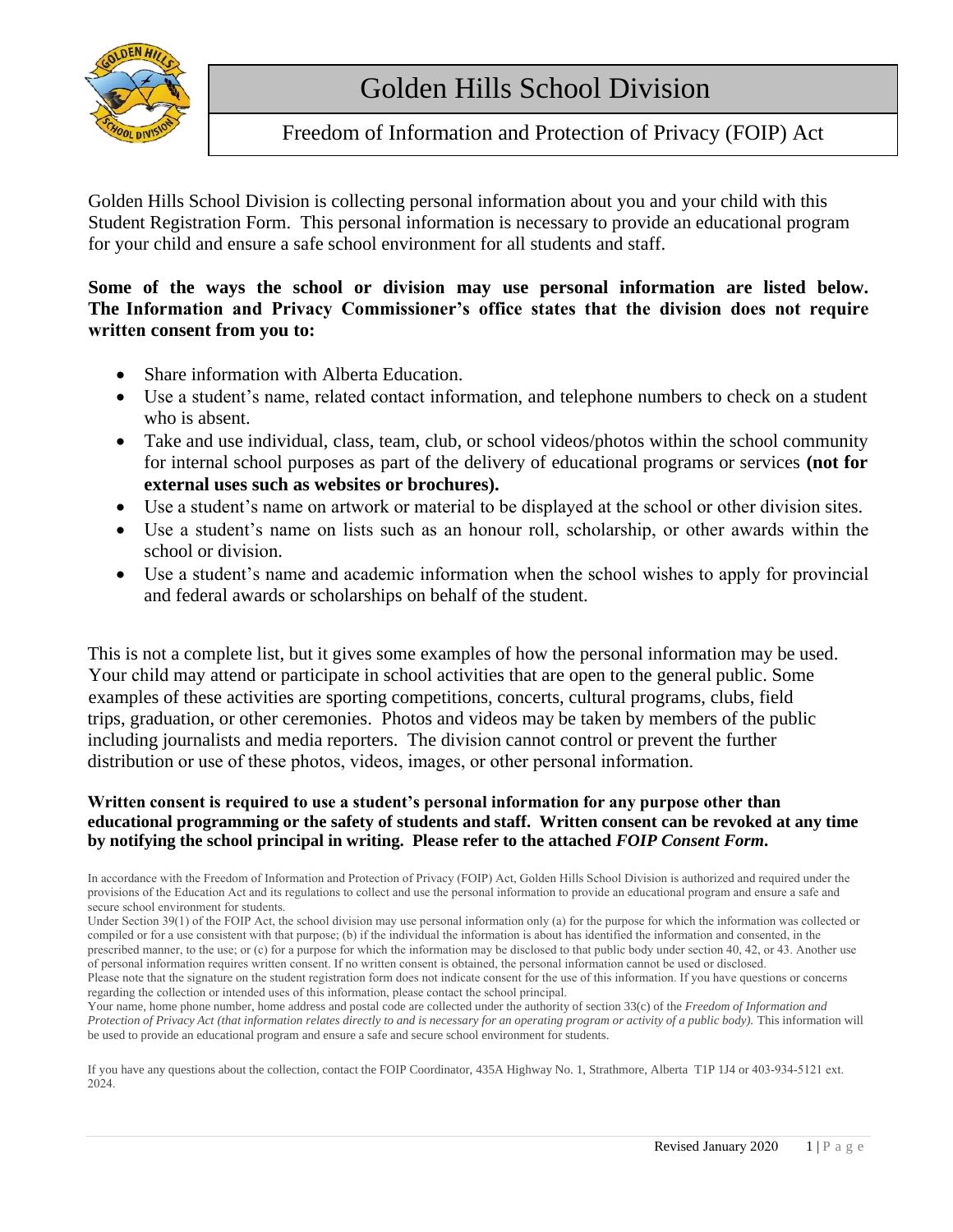# Golden Hills School Division

## Freedom of Information and Protection of Privacy (FOIP) Act

Golden Hills School Division is collecting personal information about you and your child with this Student Registration Form. This personal information is necessary to provide an educational program for your child and ensure a safe school environment for all students and staff.

**Some of the ways the school or division may use personal information are listed below. The Information and Privacy Commissioner's office states that the division does not require written consent from you to:**

- Share information with Alberta Education.
- Use a student's name, related contact information, and telephone numbers to check on a student who is absent.
- Take and use individual, class, team, club, or school videos/photos within the school community for internal school purposes as part of the delivery of educational programs or services **(not for external uses such as websites or brochures).**
- Use a student's name on artwork or material to be displayed at the school or other division sites.
- Use a student's name on lists such as an honour roll, scholarship, or other awards within the school or division.
- Use a student's name and academic information when the school wishes to apply for provincial and federal awards or scholarships on behalf of the student.

This is not a complete list, but it gives some examples of how the personal information may be used. Your child may attend or participate in school activities that are open to the general public. Some examples of these activities are sporting competitions, concerts, cultural programs, clubs, field trips, graduation, or other ceremonies. Photos and videos may be taken by members of the public including journalists and media reporters. The division cannot control or prevent the further distribution or use of these photos, videos, images, or other personal information.

**Written consent is required to use a student's personal information for any purpose other than educational programming or the safety of students and staff. Written consent can be revoked at any time by notifying the school principal in writing. Please refer to the attached *FOIP Consent Form*.**

In accordance with the Freedom of Information and Protection of Privacy (FOIP) Act, Golden Hills School Division is authorized and required under the provisions of the Education Act and its regulations to collect and use the personal information to provide an educational program and ensure a safe and secure school environment for students.

Under Section 39(1) of the FOIP Act, the school division may use personal information only (a) for the purpose for which the information was collected or compiled or for a use consistent with that purpose; (b) if the individual the information is about has identified the information and consented, in the prescribed manner, to the use; or (c) for a purpose for which the information may be disclosed to that public body under section 40, 42, or 43. Another use of personal information requires written consent. If no written consent is obtained, the personal information cannot be used or disclosed.

Please note that the signature on the student registration form does not indicate consent for the use of this information. If you have questions or concerns regarding the collection or intended uses of this information, please contact the school principal.

Your name, home phone number, home address and postal code are collected under the authority of section 33(c) of the *Freedom of Information and Protection of Privacy Act (that information relates directly to and is necessary for an operating program or activity of a public body).* This information will be used to provide an educational program and ensure a safe and secure school environment for students.

If you have any questions about the collection, contact the FOIP Coordinator, 435A Highway No. 1, Strathmore, Alberta T1P 1J4 or 403-934-5121 ext. 2024.

Revised January 2020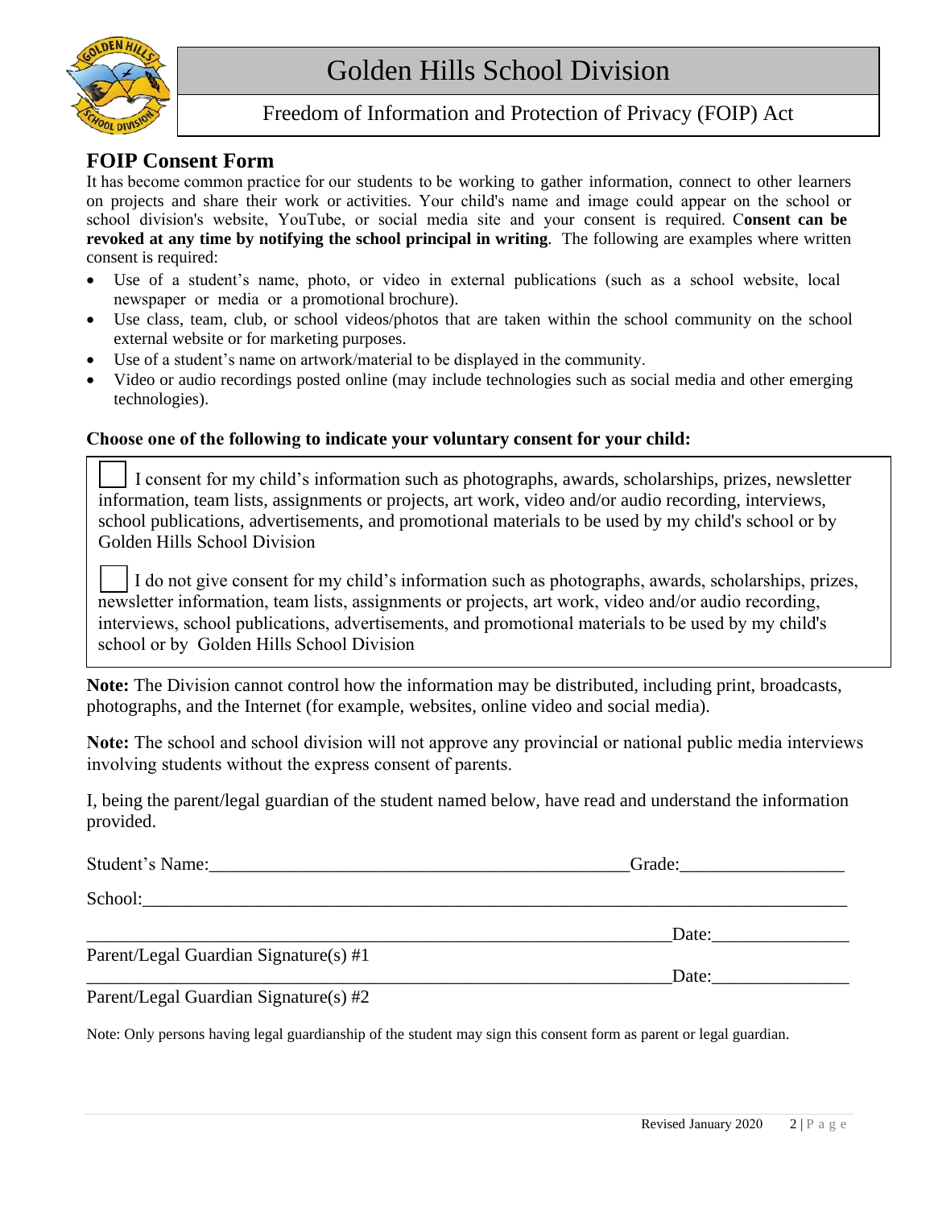# Golden Hills School Division

Freedom of Information and Protection of Privacy (FOIP) Act

## FOIP Consent Form

It has become common practice for our students to be working to gather information, connect to other learners on projects and share their work or activities. Your child's name and image could appear on the school or school division's website, YouTube, or social media site and your consent is required. C**onsent can be revoked at any time by notifying the school principal in writing**. The following are examples where written consent is required:

- Use of a student's name, photo, or video in external publications (such as a school website, local newspaper or media or a promotional brochure).
- Use class, team, club, or school videos/photos that are taken within the school community on the school external website or for marketing purposes.
- Use of a student's name on artwork/material to be displayed in the community.
- Video or audio recordings posted online (may include technologies such as social media and other emerging technologies).

**Choose one of the following to indicate your voluntary consent for your child:**

☐ I consent for my child's information such as photographs, awards, scholarships, prizes, newsletter information, team lists, assignments or projects, art work, video and/or audio recording, interviews, school publications, advertisements, and promotional materials to be used by my child's school or by Golden Hills School Division

☐ I do not give consent for my child's information such as photographs, awards, scholarships, prizes, newsletter information, team lists, assignments or projects, art work, video and/or audio recording, interviews, school publications, advertisements, and promotional materials to be used by my child's school or by Golden Hills School Division

**Note:** The Division cannot control how the information may be distributed, including print, broadcasts, photographs, and the Internet (for example, websites, online video and social media).

**Note:** The school and school division will not approve any provincial or national public media interviews involving students without the express consent of parents.

I, being the parent/legal guardian of the student named below, have read and understand the information provided.

Student's Name:_______________________________________________Grade:_________________

School:_________________________________________________________________________

_____________________________________________________________Date:_______________

Parent/Legal Guardian Signature(s) #1

_____________________________________________________________Date:_______________

Parent/Legal Guardian Signature(s) #2

Note: Only persons having legal guardianship of the student may sign this consent form as parent or legal guardian.

Revised January 2020